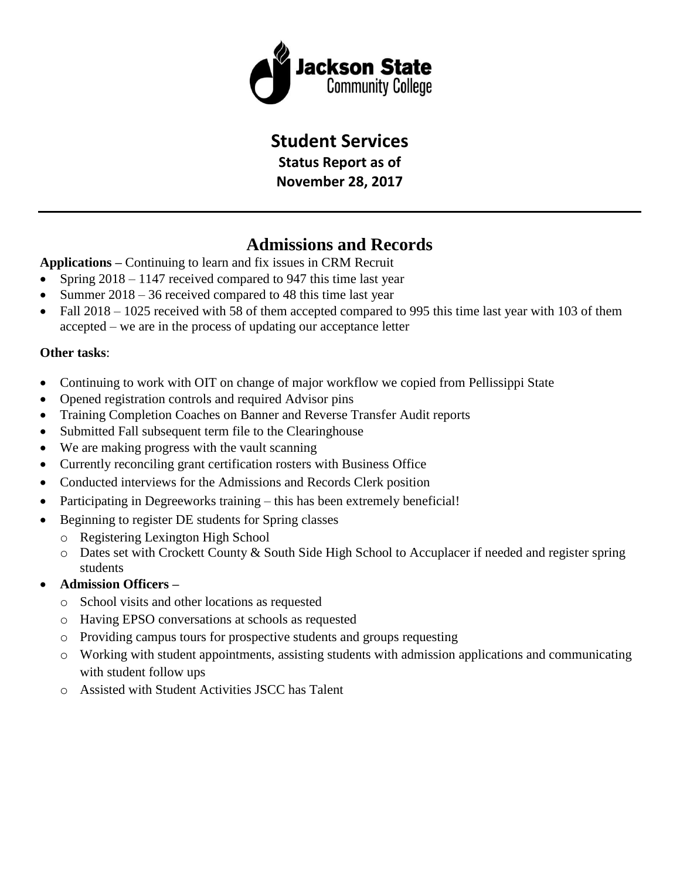Jackson State Community College

# Student Services

**Status Report as of**

**November 28, 2017**

---

## Admissions and Records

**Applications –** Continuing to learn and fix issues in CRM Recruit

- Spring 2018 – 1147 received compared to 947 this time last year
- Summer 2018 – 36 received compared to 48 this time last year
- Fall 2018 – 1025 received with 58 of them accepted compared to 995 this time last year with 103 of them accepted – we are in the process of updating our acceptance letter

**Other tasks**:

- Continuing to work with OIT on change of major workflow we copied from Pellissippi State
- Opened registration controls and required Advisor pins
- Training Completion Coaches on Banner and Reverse Transfer Audit reports
- Submitted Fall subsequent term file to the Clearinghouse
- We are making progress with the vault scanning
- Currently reconciling grant certification rosters with Business Office
- Conducted interviews for the Admissions and Records Clerk position
- Participating in Degreeworks training – this has been extremely beneficial!
- Beginning to register DE students for Spring classes
  - Registering Lexington High School
  - Dates set with Crockett County & South Side High School to Accuplacer if needed and register spring students
- **Admission Officers –**
  - School visits and other locations as requested
  - Having EPSO conversations at schools as requested
  - Providing campus tours for prospective students and groups requesting
  - Working with student appointments, assisting students with admission applications and communicating with student follow ups
  - Assisted with Student Activities JSCC has Talent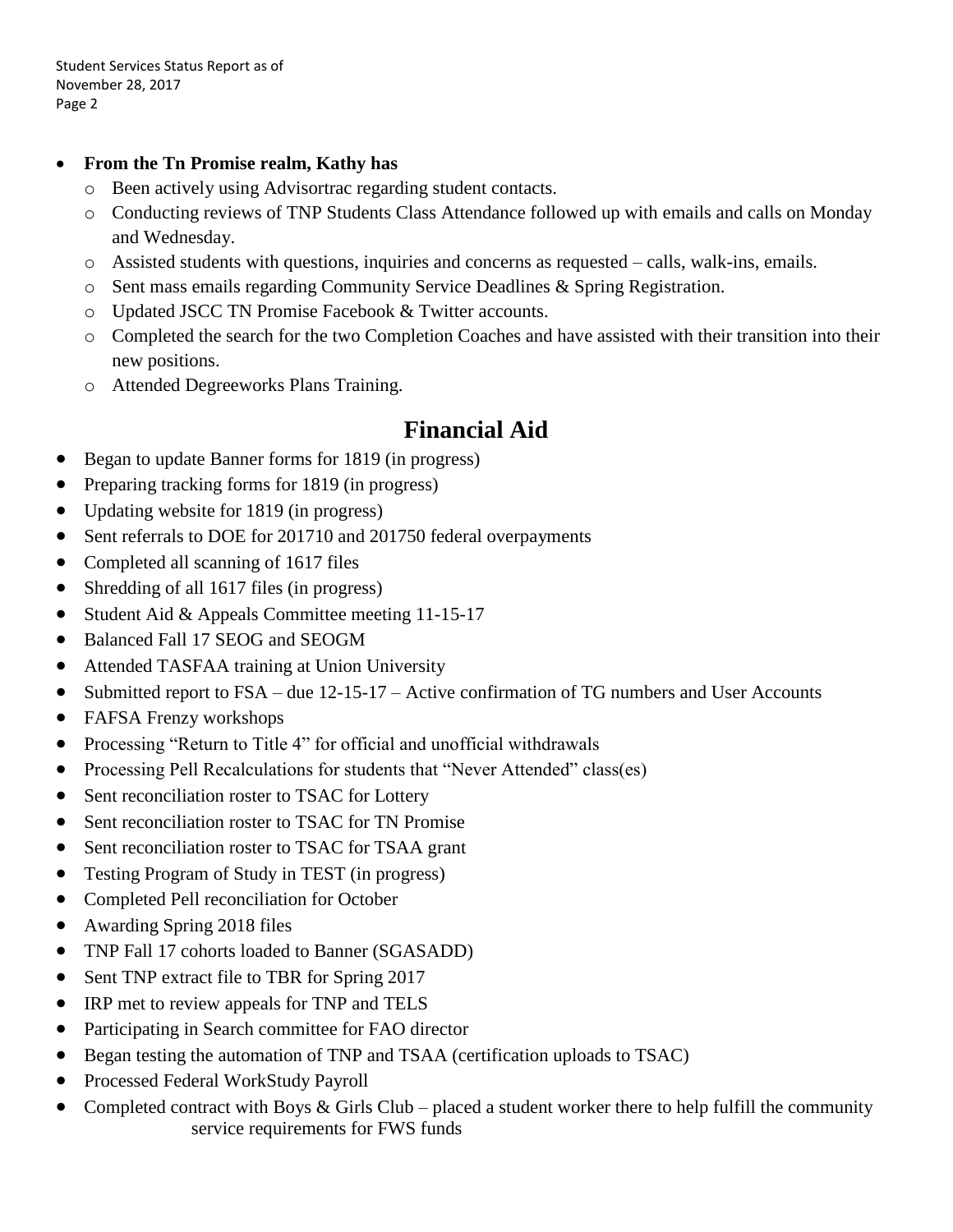- **From the Tn Promise realm, Kathy has**
  - Been actively using Advisortrac regarding student contacts.
  - Conducting reviews of TNP Students Class Attendance followed up with emails and calls on Monday and Wednesday.
  - Assisted students with questions, inquiries and concerns as requested – calls, walk-ins, emails.
  - Sent mass emails regarding Community Service Deadlines & Spring Registration.
  - Updated JSCC TN Promise Facebook & Twitter accounts.
  - Completed the search for the two Completion Coaches and have assisted with their transition into their new positions.
  - Attended Degreeworks Plans Training.

## Financial Aid

- Began to update Banner forms for 1819 (in progress)
- Preparing tracking forms for 1819 (in progress)
- Updating website for 1819 (in progress)
- Sent referrals to DOE for 201710 and 201750 federal overpayments
- Completed all scanning of 1617 files
- Shredding of all 1617 files (in progress)
- Student Aid & Appeals Committee meeting 11-15-17
- Balanced Fall 17 SEOG and SEOGM
- Attended TASFAA training at Union University
- Submitted report to FSA – due 12-15-17 – Active confirmation of TG numbers and User Accounts
- FAFSA Frenzy workshops
- Processing "Return to Title 4" for official and unofficial withdrawals
- Processing Pell Recalculations for students that "Never Attended" class(es)
- Sent reconciliation roster to TSAC for Lottery
- Sent reconciliation roster to TSAC for TN Promise
- Sent reconciliation roster to TSAC for TSAA grant
- Testing Program of Study in TEST (in progress)
- Completed Pell reconciliation for October
- Awarding Spring 2018 files
- TNP Fall 17 cohorts loaded to Banner (SGASADD)
- Sent TNP extract file to TBR for Spring 2017
- IRP met to review appeals for TNP and TELS
- Participating in Search committee for FAO director
- Began testing the automation of TNP and TSAA (certification uploads to TSAC)
- Processed Federal WorkStudy Payroll
- Completed contract with Boys & Girls Club – placed a student worker there to help fulfill the community service requirements for FWS funds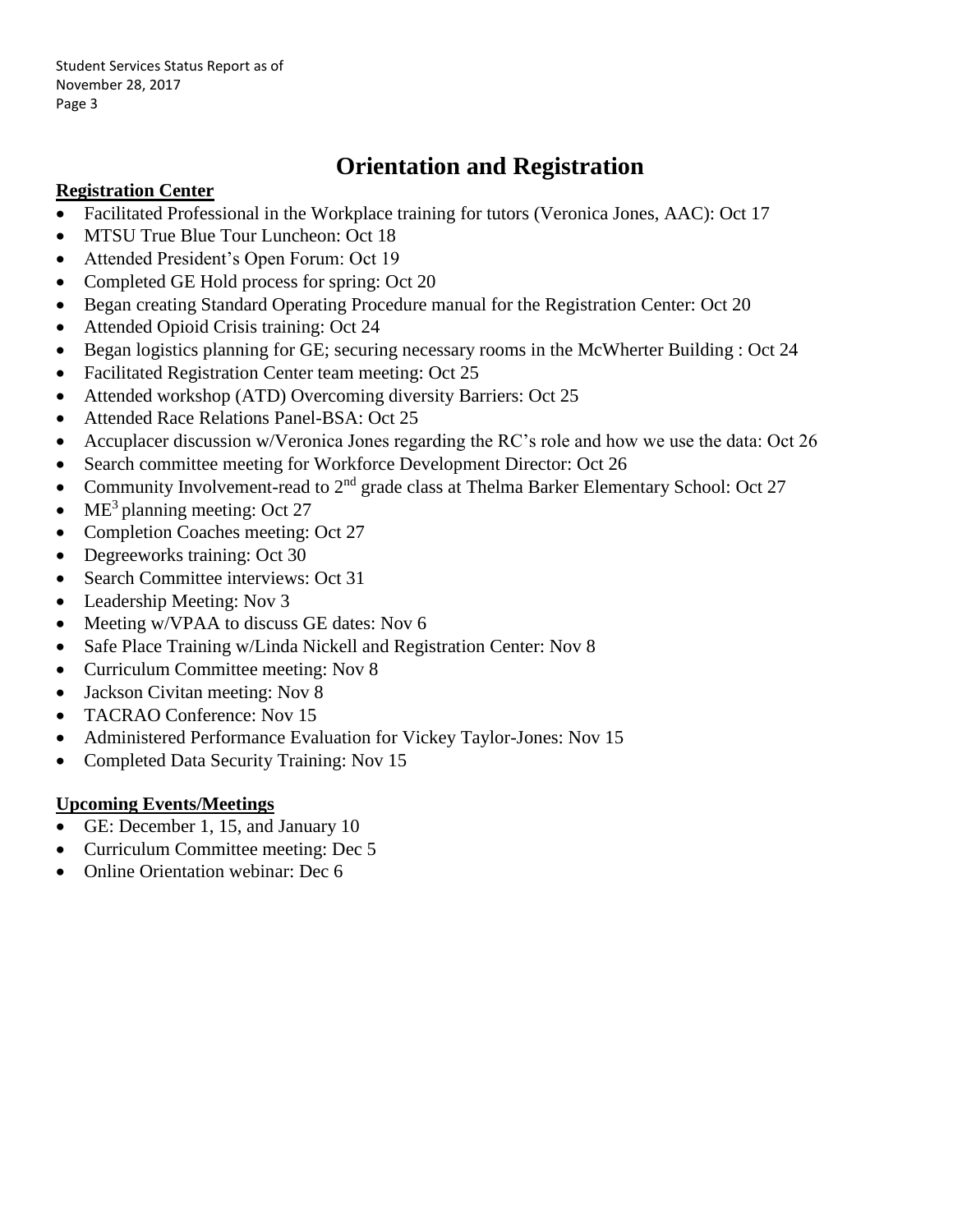# Orientation and Registration

**Registration Center**

- Facilitated Professional in the Workplace training for tutors (Veronica Jones, AAC): Oct 17
- MTSU True Blue Tour Luncheon: Oct 18
- Attended President's Open Forum: Oct 19
- Completed GE Hold process for spring: Oct 20
- Began creating Standard Operating Procedure manual for the Registration Center: Oct 20
- Attended Opioid Crisis training: Oct 24
- Began logistics planning for GE; securing necessary rooms in the McWherter Building : Oct 24
- Facilitated Registration Center team meeting: Oct 25
- Attended workshop (ATD) Overcoming diversity Barriers: Oct 25
- Attended Race Relations Panel-BSA: Oct 25
- Accuplacer discussion w/Veronica Jones regarding the RC's role and how we use the data: Oct 26
- Search committee meeting for Workforce Development Director: Oct 26
- Community Involvement-read to 2nd grade class at Thelma Barker Elementary School: Oct 27
- $ME^3$ planning meeting: Oct 27
- Completion Coaches meeting: Oct 27
- Degreeworks training: Oct 30
- Search Committee interviews: Oct 31
- Leadership Meeting: Nov 3
- Meeting w/VPAA to discuss GE dates: Nov 6
- Safe Place Training w/Linda Nickell and Registration Center: Nov 8
- Curriculum Committee meeting: Nov 8
- Jackson Civitan meeting: Nov 8
- TACRAO Conference: Nov 15
- Administered Performance Evaluation for Vickey Taylor-Jones: Nov 15
- Completed Data Security Training: Nov 15

**Upcoming Events/Meetings**

- GE: December 1, 15, and January 10
- Curriculum Committee meeting: Dec 5
- Online Orientation webinar: Dec 6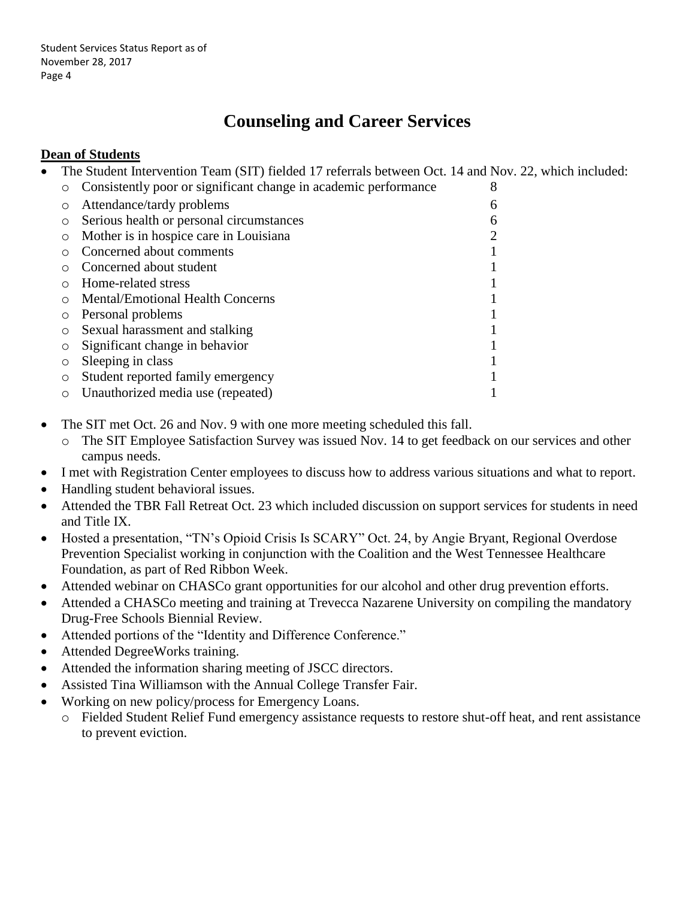# Counseling and Career Services

**Dean of Students**

- The Student Intervention Team (SIT) fielded 17 referrals between Oct. 14 and Nov. 22, which included:
  - Consistently poor or significant change in academic performance 8
  - Attendance/tardy problems 6
  - Serious health or personal circumstances 6
  - Mother is in hospice care in Louisiana 2
  - Concerned about comments 1
  - Concerned about student 1
  - Home-related stress 1
  - Mental/Emotional Health Concerns 1
  - Personal problems 1
  - Sexual harassment and stalking 1
  - Significant change in behavior 1
  - Sleeping in class 1
  - Student reported family emergency 1
  - Unauthorized media use (repeated) 1
- The SIT met Oct. 26 and Nov. 9 with one more meeting scheduled this fall.
  - The SIT Employee Satisfaction Survey was issued Nov. 14 to get feedback on our services and other campus needs.
- I met with Registration Center employees to discuss how to address various situations and what to report.
- Handling student behavioral issues.
- Attended the TBR Fall Retreat Oct. 23 which included discussion on support services for students in need and Title IX.
- Hosted a presentation, "TN's Opioid Crisis Is SCARY" Oct. 24, by Angie Bryant, Regional Overdose Prevention Specialist working in conjunction with the Coalition and the West Tennessee Healthcare Foundation, as part of Red Ribbon Week.
- Attended webinar on CHASCo grant opportunities for our alcohol and other drug prevention efforts.
- Attended a CHASCo meeting and training at Trevecca Nazarene University on compiling the mandatory Drug-Free Schools Biennial Review.
- Attended portions of the "Identity and Difference Conference."
- Attended DegreeWorks training.
- Attended the information sharing meeting of JSCC directors.
- Assisted Tina Williamson with the Annual College Transfer Fair.
- Working on new policy/process for Emergency Loans.
  - Fielded Student Relief Fund emergency assistance requests to restore shut-off heat, and rent assistance to prevent eviction.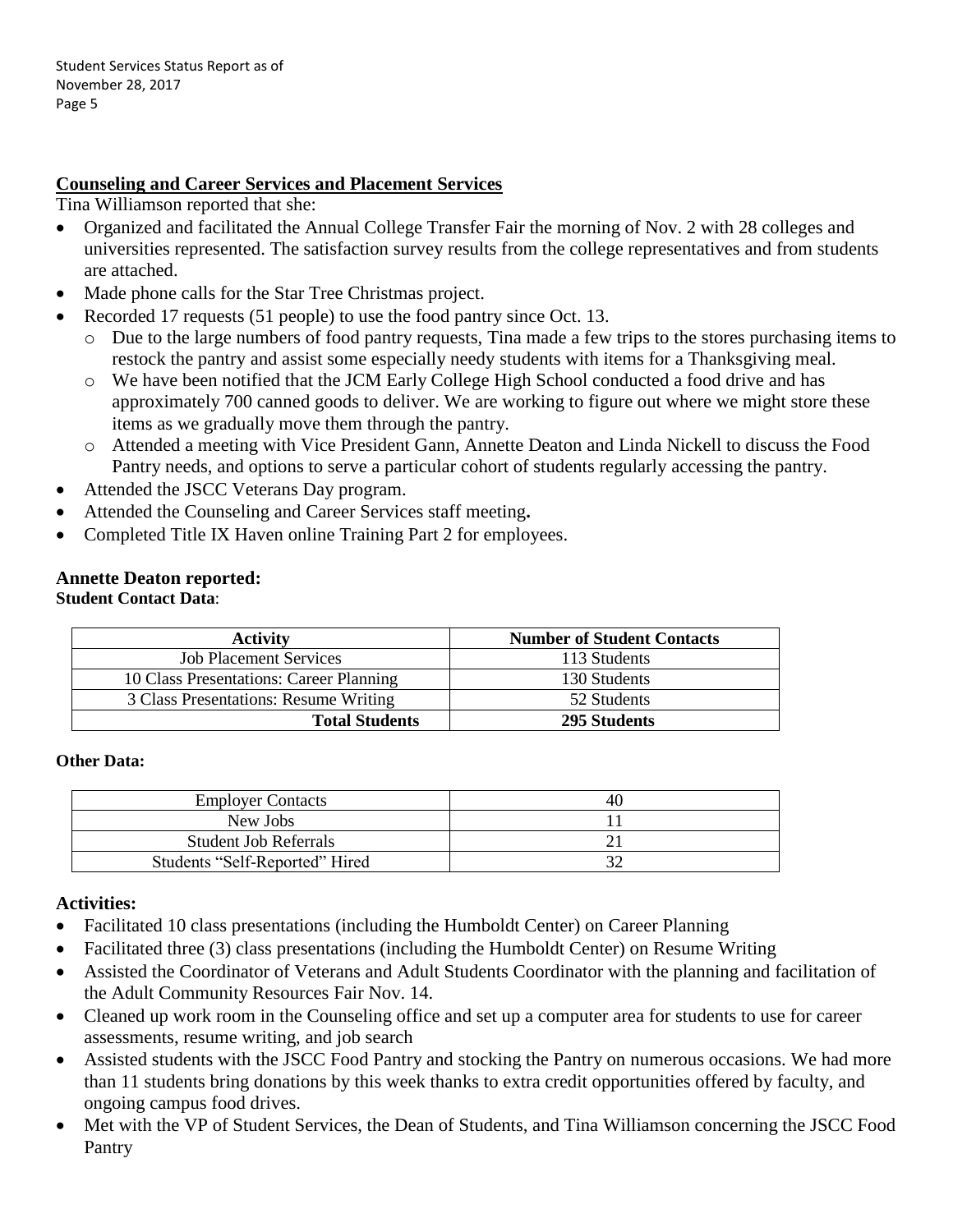## Counseling and Career Services and Placement Services

Tina Williamson reported that she:

- Organized and facilitated the Annual College Transfer Fair the morning of Nov. 2 with 28 colleges and universities represented. The satisfaction survey results from the college representatives and from students are attached.
- Made phone calls for the Star Tree Christmas project.
- Recorded 17 requests (51 people) to use the food pantry since Oct. 13.
  - Due to the large numbers of food pantry requests, Tina made a few trips to the stores purchasing items to restock the pantry and assist some especially needy students with items for a Thanksgiving meal.
  - We have been notified that the JCM Early College High School conducted a food drive and has approximately 700 canned goods to deliver. We are working to figure out where we might store these items as we gradually move them through the pantry.
  - Attended a meeting with Vice President Gann, Annette Deaton and Linda Nickell to discuss the Food Pantry needs, and options to serve a particular cohort of students regularly accessing the pantry.
- Attended the JSCC Veterans Day program.
- Attended the Counseling and Career Services staff meeting**.**
- Completed Title IX Haven online Training Part 2 for employees.

### Annette Deaton reported:

**Student Contact Data**:

| Activity | Number of Student Contacts |
|---|---|
| Job Placement Services | 113 Students |
| 10 Class Presentations: Career Planning | 130 Students |
| 3 Class Presentations: Resume Writing | 52 Students |
| **Total Students** | **295 Students** |

**Other Data:**

| | |
|---|---|
| Employer Contacts | 40 |
| New Jobs | 11 |
| Student Job Referrals | 21 |
| Students "Self-Reported" Hired | 32 |

### Activities:

- Facilitated 10 class presentations (including the Humboldt Center) on Career Planning
- Facilitated three (3) class presentations (including the Humboldt Center) on Resume Writing
- Assisted the Coordinator of Veterans and Adult Students Coordinator with the planning and facilitation of the Adult Community Resources Fair Nov. 14.
- Cleaned up work room in the Counseling office and set up a computer area for students to use for career assessments, resume writing, and job search
- Assisted students with the JSCC Food Pantry and stocking the Pantry on numerous occasions. We had more than 11 students bring donations by this week thanks to extra credit opportunities offered by faculty, and ongoing campus food drives.
- Met with the VP of Student Services, the Dean of Students, and Tina Williamson concerning the JSCC Food Pantry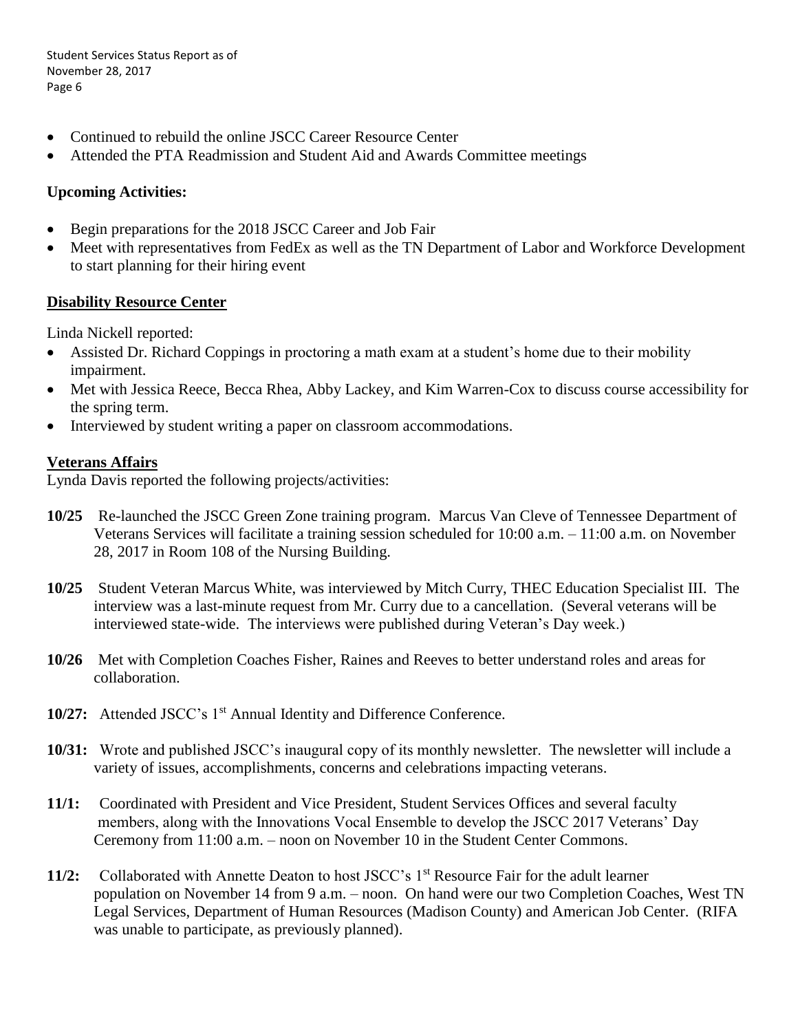- Continued to rebuild the online JSCC Career Resource Center
- Attended the PTA Readmission and Student Aid and Awards Committee meetings

**Upcoming Activities:**

- Begin preparations for the 2018 JSCC Career and Job Fair
- Meet with representatives from FedEx as well as the TN Department of Labor and Workforce Development to start planning for their hiring event

**Disability Resource Center**

Linda Nickell reported:

- Assisted Dr. Richard Coppings in proctoring a math exam at a student's home due to their mobility impairment.
- Met with Jessica Reece, Becca Rhea, Abby Lackey, and Kim Warren-Cox to discuss course accessibility for the spring term.
- Interviewed by student writing a paper on classroom accommodations.

**Veterans Affairs**

Lynda Davis reported the following projects/activities:

**10/25** Re-launched the JSCC Green Zone training program. Marcus Van Cleve of Tennessee Department of Veterans Services will facilitate a training session scheduled for 10:00 a.m. – 11:00 a.m. on November 28, 2017 in Room 108 of the Nursing Building.

**10/25** Student Veteran Marcus White, was interviewed by Mitch Curry, THEC Education Specialist III. The interview was a last-minute request from Mr. Curry due to a cancellation. (Several veterans will be interviewed state-wide. The interviews were published during Veteran's Day week.)

**10/26** Met with Completion Coaches Fisher, Raines and Reeves to better understand roles and areas for collaboration.

**10/27:** Attended JSCC's 1st Annual Identity and Difference Conference.

**10/31:** Wrote and published JSCC's inaugural copy of its monthly newsletter. The newsletter will include a variety of issues, accomplishments, concerns and celebrations impacting veterans.

**11/1:** Coordinated with President and Vice President, Student Services Offices and several faculty members, along with the Innovations Vocal Ensemble to develop the JSCC 2017 Veterans' Day Ceremony from 11:00 a.m. – noon on November 10 in the Student Center Commons.

**11/2:** Collaborated with Annette Deaton to host JSCC's 1st Resource Fair for the adult learner population on November 14 from 9 a.m. – noon. On hand were our two Completion Coaches, West TN Legal Services, Department of Human Resources (Madison County) and American Job Center. (RIFA was unable to participate, as previously planned).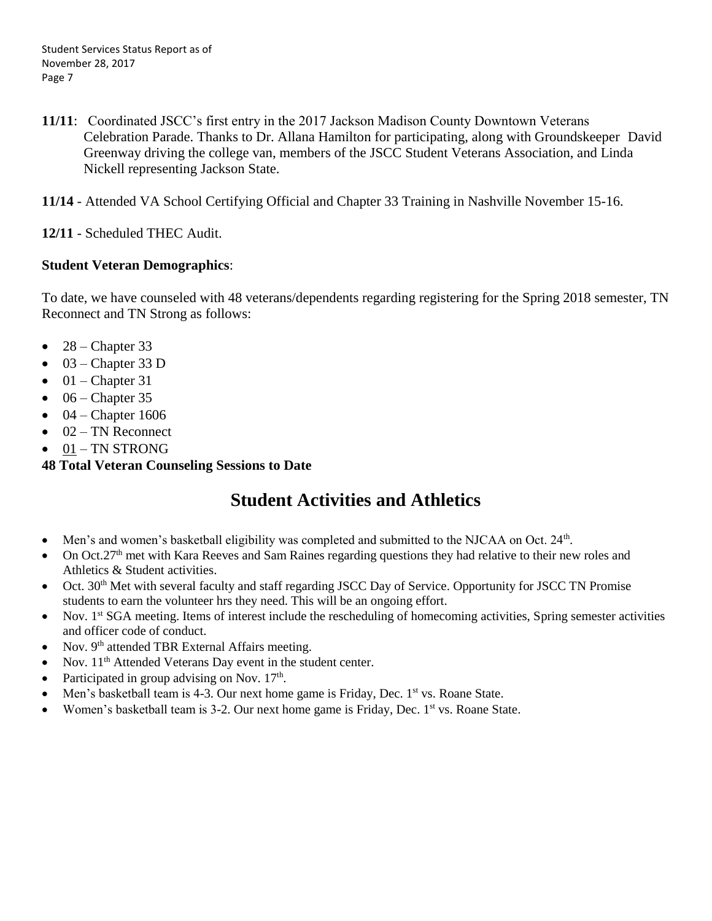**11/11**: Coordinated JSCC's first entry in the 2017 Jackson Madison County Downtown Veterans Celebration Parade. Thanks to Dr. Allana Hamilton for participating, along with Groundskeeper David Greenway driving the college van, members of the JSCC Student Veterans Association, and Linda Nickell representing Jackson State.

**11/14** - Attended VA School Certifying Official and Chapter 33 Training in Nashville November 15-16.

**12/11** - Scheduled THEC Audit.

**Student Veteran Demographics**:

To date, we have counseled with 48 veterans/dependents regarding registering for the Spring 2018 semester, TN Reconnect and TN Strong as follows:

- 28 – Chapter 33
- 03 – Chapter 33 D
- 01 – Chapter 31
- 06 – Chapter 35
- 04 – Chapter 1606
- 02 – TN Reconnect
- 01 – TN STRONG

**48 Total Veteran Counseling Sessions to Date**

# Student Activities and Athletics

- Men's and women's basketball eligibility was completed and submitted to the NJCAA on Oct. 24th.
- On Oct.27th met with Kara Reeves and Sam Raines regarding questions they had relative to their new roles and Athletics & Student activities.
- Oct. 30th Met with several faculty and staff regarding JSCC Day of Service. Opportunity for JSCC TN Promise students to earn the volunteer hrs they need. This will be an ongoing effort.
- Nov. 1st SGA meeting. Items of interest include the rescheduling of homecoming activities, Spring semester activities and officer code of conduct.
- Nov. 9th attended TBR External Affairs meeting.
- Nov. 11th Attended Veterans Day event in the student center.
- Participated in group advising on Nov. 17th.
- Men's basketball team is 4-3. Our next home game is Friday, Dec. 1st vs. Roane State.
- Women's basketball team is 3-2. Our next home game is Friday, Dec. 1st vs. Roane State.